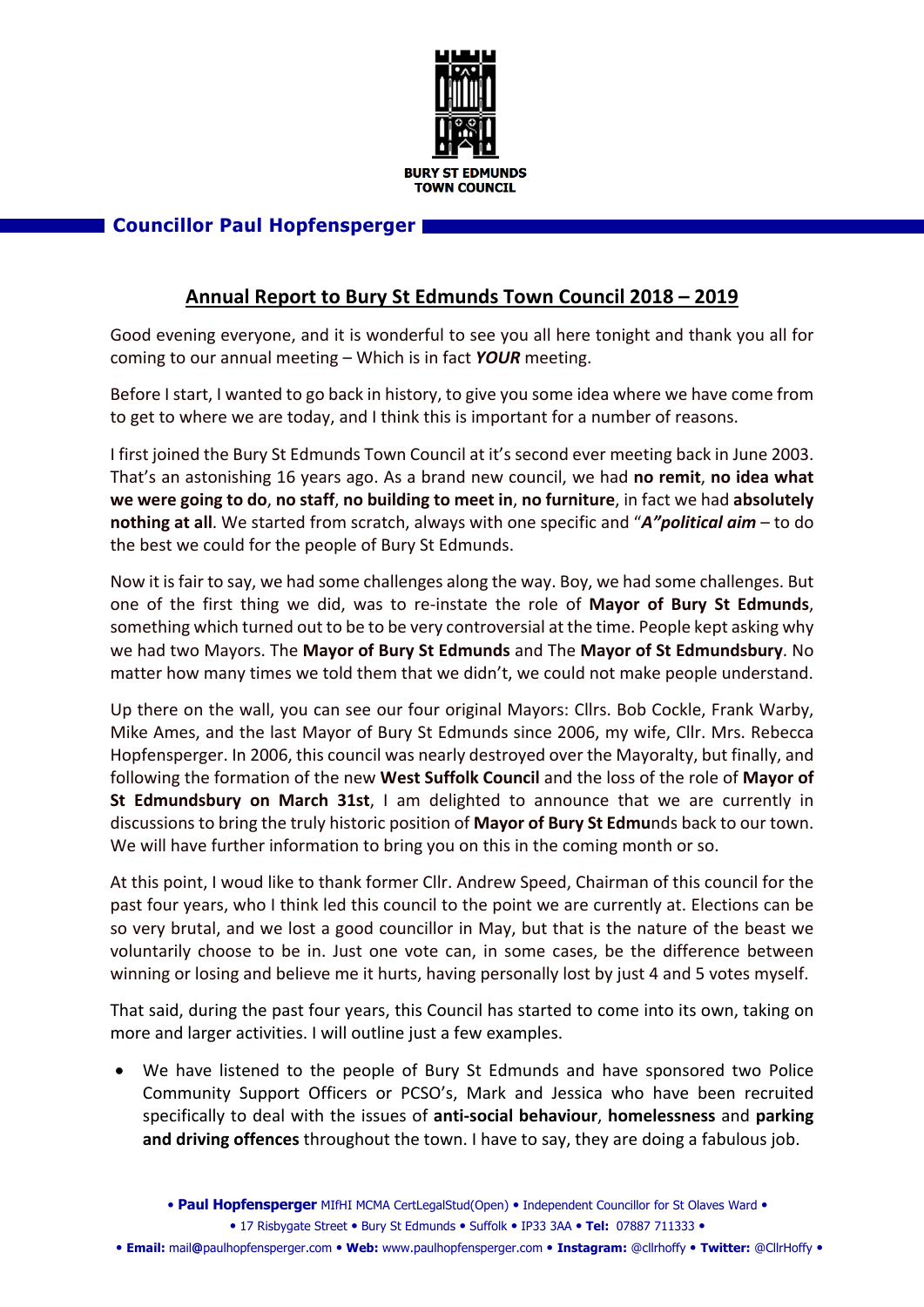BURY ST EDMUNDS TOWN COUNCIL

## Councillor Paul Hopfensperger

# Annual Report to Bury St Edmunds Town Council 2018 – 2019

Good evening everyone, and it is wonderful to see you all here tonight and thank you all for coming to our annual meeting – Which is in fact ***YOUR*** meeting.

Before I start, I wanted to go back in history, to give you some idea where we have come from to get to where we are today, and I think this is important for a number of reasons.

I first joined the Bury St Edmunds Town Council at it's second ever meeting back in June 2003. That's an astonishing 16 years ago. As a brand new council, we had **no remit**, **no idea what we were going to do**, **no staff**, **no building to meet in**, **no furniture**, in fact we had **absolutely nothing at all**. We started from scratch, always with one specific and "***A"political aim*** – to do the best we could for the people of Bury St Edmunds.

Now it is fair to say, we had some challenges along the way. Boy, we had some challenges. But one of the first thing we did, was to re-instate the role of **Mayor of Bury St Edmunds**, something which turned out to be to be very controversial at the time. People kept asking why we had two Mayors. The **Mayor of Bury St Edmunds** and The **Mayor of St Edmundsbury**. No matter how many times we told them that we didn't, we could not make people understand.

Up there on the wall, you can see our four original Mayors: Cllrs. Bob Cockle, Frank Warby, Mike Ames, and the last Mayor of Bury St Edmunds since 2006, my wife, Cllr. Mrs. Rebecca Hopfensperger. In 2006, this council was nearly destroyed over the Mayoralty, but finally, and following the formation of the new **West Suffolk Council** and the loss of the role of **Mayor of St Edmundsbury on March 31st**, I am delighted to announce that we are currently in discussions to bring the truly historic position of **Mayor of Bury St Edmu**nds back to our town. We will have further information to bring you on this in the coming month or so.

At this point, I woud like to thank former Cllr. Andrew Speed, Chairman of this council for the past four years, who I think led this council to the point we are currently at. Elections can be so very brutal, and we lost a good councillor in May, but that is the nature of the beast we voluntarily choose to be in. Just one vote can, in some cases, be the difference between winning or losing and believe me it hurts, having personally lost by just 4 and 5 votes myself.

That said, during the past four years, this Council has started to come into its own, taking on more and larger activities. I will outline just a few examples.

- We have listened to the people of Bury St Edmunds and have sponsored two Police Community Support Officers or PCSO's, Mark and Jessica who have been recruited specifically to deal with the issues of **anti-social behaviour**, **homelessness** and **parking and driving offences** throughout the town. I have to say, they are doing a fabulous job.

• **Paul Hopfensperger** MIfHI MCMA CertLegalStud(Open) • Independent Councillor for St Olaves Ward •
• 17 Risbygate Street • Bury St Edmunds • Suffolk • IP33 3AA • **Tel:** 07887 711333 •
• **Email:** mail@paulhopfensperger.com • **Web:** www.paulhopfensperger.com • **Instagram:** @cllrhoffy • **Twitter:** @CllrHoffy •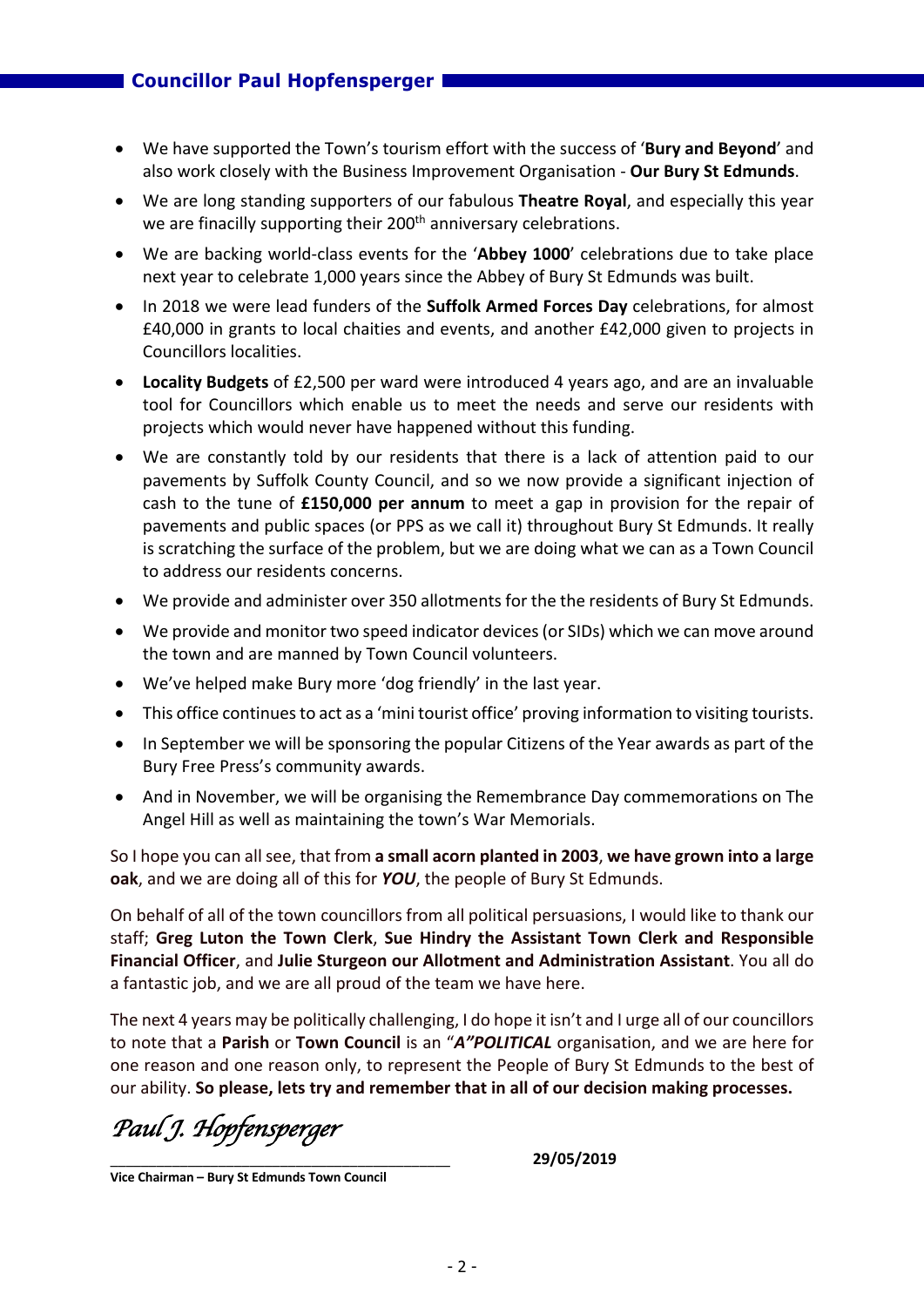- We have supported the Town's tourism effort with the success of '**Bury and Beyond**' and also work closely with the Business Improvement Organisation - **Our Bury St Edmunds**.
- We are long standing supporters of our fabulous **Theatre Royal**, and especially this year we are finacilly supporting their 200th anniversary celebrations.
- We are backing world-class events for the '**Abbey 1000**' celebrations due to take place next year to celebrate 1,000 years since the Abbey of Bury St Edmunds was built.
- In 2018 we were lead funders of the **Suffolk Armed Forces Day** celebrations, for almost £40,000 in grants to local chaities and events, and another £42,000 given to projects in Councillors localities.
- **Locality Budgets** of £2,500 per ward were introduced 4 years ago, and are an invaluable tool for Councillors which enable us to meet the needs and serve our residents with projects which would never have happened without this funding.
- We are constantly told by our residents that there is a lack of attention paid to our pavements by Suffolk County Council, and so we now provide a significant injection of cash to the tune of **£150,000 per annum** to meet a gap in provision for the repair of pavements and public spaces (or PPS as we call it) throughout Bury St Edmunds. It really is scratching the surface of the problem, but we are doing what we can as a Town Council to address our residents concerns.
- We provide and administer over 350 allotments for the the residents of Bury St Edmunds.
- We provide and monitor two speed indicator devices (or SIDs) which we can move around the town and are manned by Town Council volunteers.
- We've helped make Bury more 'dog friendly' in the last year.
- This office continues to act as a 'mini tourist office' proving information to visiting tourists.
- In September we will be sponsoring the popular Citizens of the Year awards as part of the Bury Free Press's community awards.
- And in November, we will be organising the Remembrance Day commemorations on The Angel Hill as well as maintaining the town's War Memorials.

So I hope you can all see, that from **a small acorn planted in 2003**, **we have grown into a large oak**, and we are doing all of this for ***YOU***, the people of Bury St Edmunds.

On behalf of all of the town councillors from all political persuasions, I would like to thank our staff; **Greg Luton the Town Clerk**, **Sue Hindry the Assistant Town Clerk and Responsible Financial Officer**, and **Julie Sturgeon our Allotment and Administration Assistant**. You all do a fantastic job, and we are all proud of the team we have here.

The next 4 years may be politically challenging, I do hope it isn't and I urge all of our councillors to note that a **Parish** or **Town Council** is an "***A"POLITICAL*** organisation, and we are here for one reason and one reason only, to represent the People of Bury St Edmunds to the best of our ability. **So please, lets try and remember that in all of our decision making processes.**

*Paul J. Hopfensperger*

**Vice Chairman – Bury St Edmunds Town Council** **29/05/2019**